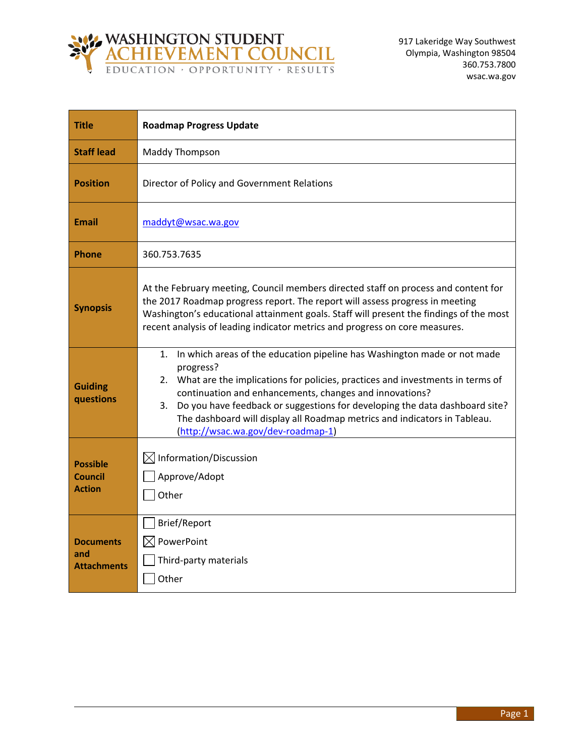WASHINGTON STUDENT ACHIEVEMENT COUNCIL
EDUCATION · OPPORTUNITY · RESULTS

917 Lakeridge Way Southwest
Olympia, Washington 98504
360.753.7800
wsac.wa.gov

| | |
|---|---|
| **Title** | **Roadmap Progress Update** |
| **Staff lead** | Maddy Thompson |
| **Position** | Director of Policy and Government Relations |
| **Email** | maddyt@wsac.wa.gov |
| **Phone** | 360.753.7635 |
| **Synopsis** | At the February meeting, Council members directed staff on process and content for the 2017 Roadmap progress report. The report will assess progress in meeting Washington's educational attainment goals. Staff will present the findings of the most recent analysis of leading indicator metrics and progress on core measures. |
| **Guiding questions** | 1. In which areas of the education pipeline has Washington made or not made progress?<br>2. What are the implications for policies, practices and investments in terms of continuation and enhancements, changes and innovations?<br>3. Do you have feedback or suggestions for developing the data dashboard site? The dashboard will display all Roadmap metrics and indicators in Tableau. (http://wsac.wa.gov/dev-roadmap-1) |
| **Possible Council Action** | ☒ Information/Discussion<br>☐ Approve/Adopt<br>☐ Other |
| **Documents and Attachments** | ☐ Brief/Report<br>☒ PowerPoint<br>☐ Third-party materials<br>☐ Other |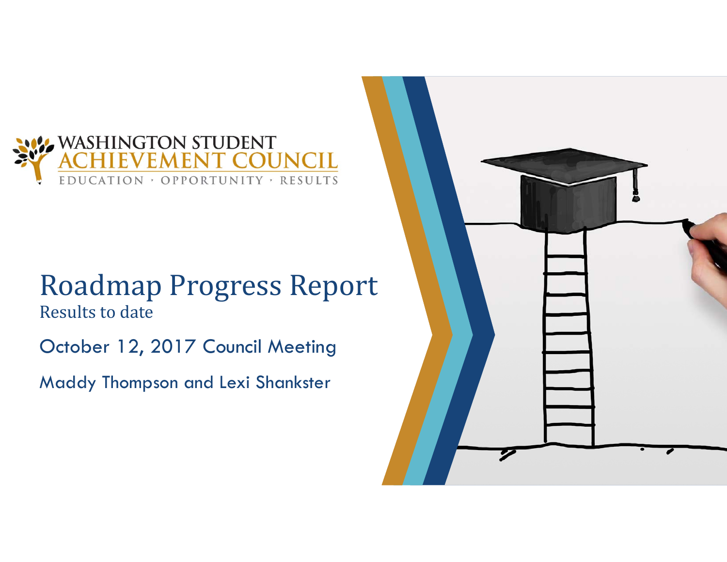WASHINGTON STUDENT
ACHIEVEMENT COUNCIL
EDUCATION · OPPORTUNITY · RESULTS

# Roadmap Progress Report

Results to date

October 12, 2017 Council Meeting

Maddy Thompson and Lexi Shankster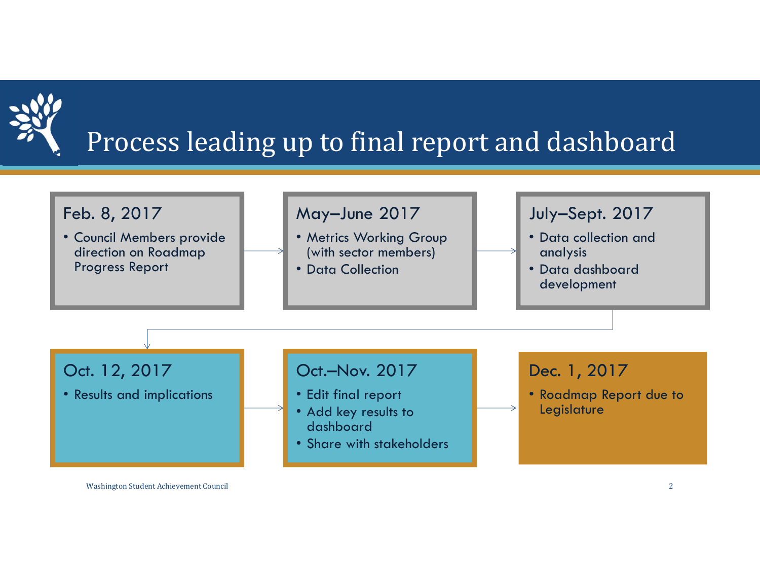# Process leading up to final report and dashboard

**Feb. 8, 2017**
- Council Members provide direction on Roadmap Progress Report

**May–June 2017**
- Metrics Working Group (with sector members)
- Data Collection

**July–Sept. 2017**
- Data collection and analysis
- Data dashboard development

**Oct. 12, 2017**
- Results and implications

**Oct.–Nov. 2017**
- Edit final report
- Add key results to dashboard
- Share with stakeholders

**Dec. 1, 2017**
- Roadmap Report due to Legislature

Washington Student Achievement Council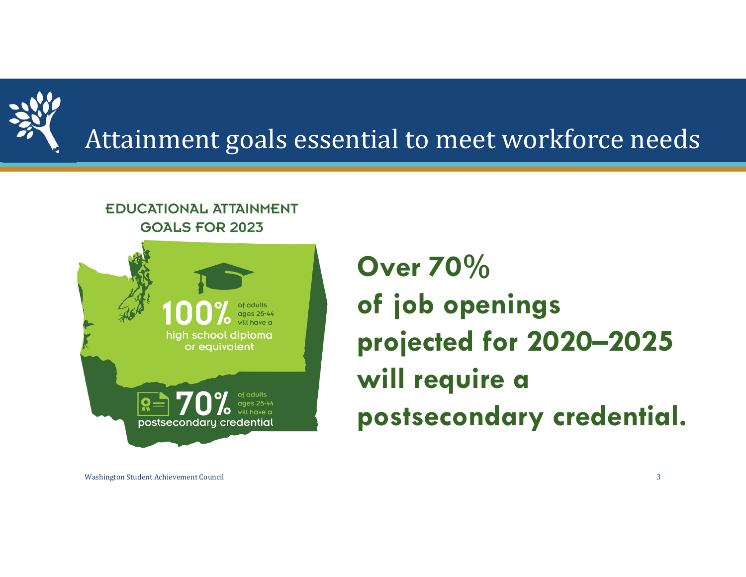# Attainment goals essential to meet workforce needs

**EDUCATIONAL ATTAINMENT GOALS FOR 2023**

**100%** of adults ages 25-44 will have a high school diploma or equivalent

**70%** of adults ages 25-44 will have a postsecondary credential

**Over 70% of job openings projected for 2020–2025 will require a postsecondary credential.**

Washington Student Achievement Council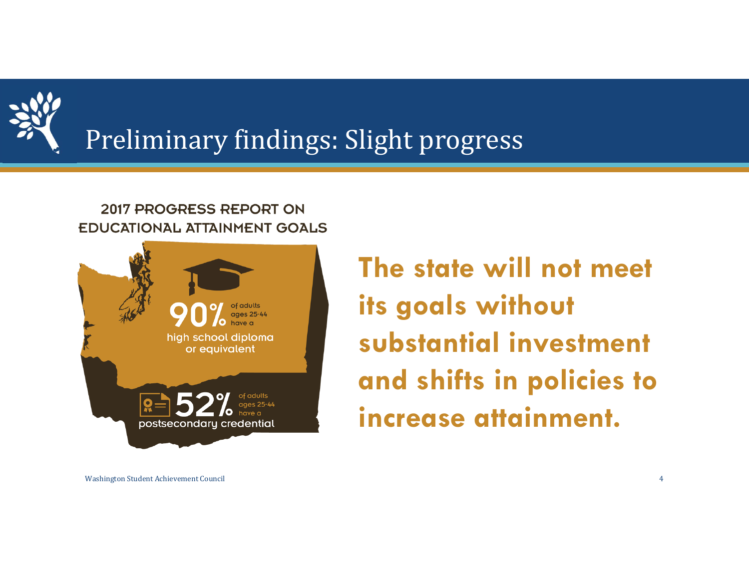# Preliminary findings: Slight progress

**2017 PROGRESS REPORT ON EDUCATIONAL ATTAINMENT GOALS**

**90%** of adults ages 25-44 have a high school diploma or equivalent

**52%** of adults ages 25-44 have a postsecondary credential

**The state will not meet its goals without substantial investment and shifts in policies to increase attainment.**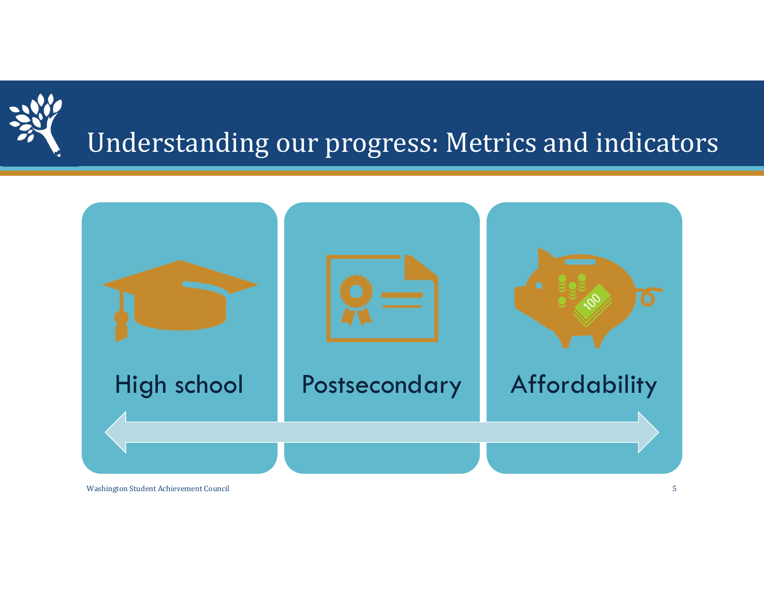# Understanding our progress: Metrics and indicators

High school

Postsecondary

Affordability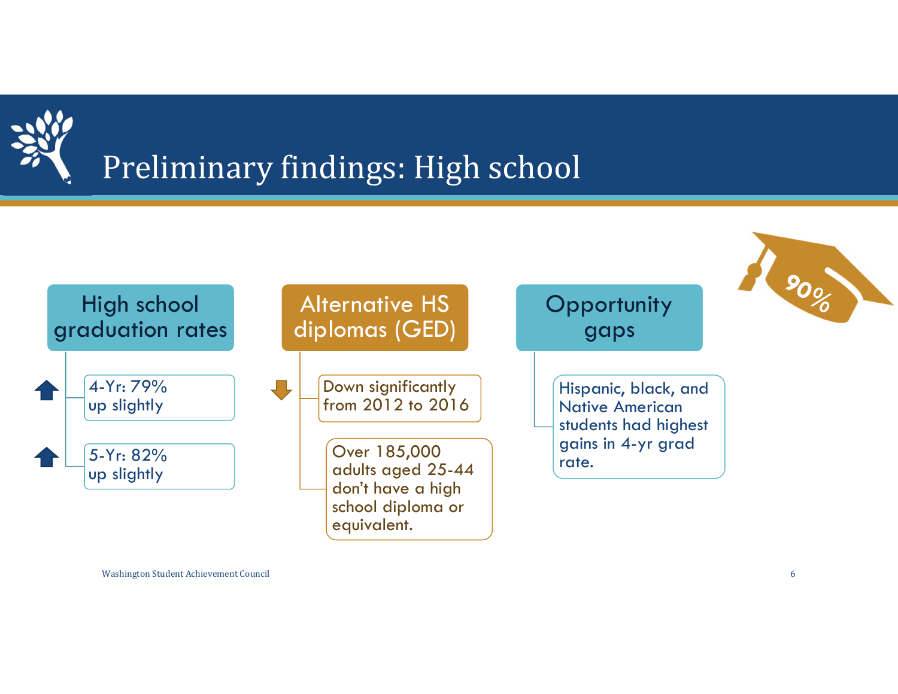# Preliminary findings: High school

90%

## High school graduation rates

- 4-Yr: 79% up slightly
- 5-Yr: 82% up slightly

## Alternative HS diplomas (GED)

- Down significantly from 2012 to 2016
- Over 185,000 adults aged 25-44 don't have a high school diploma or equivalent.

## Opportunity gaps

- Hispanic, black, and Native American students had highest gains in 4-yr grad rate.

Washington Student Achievement Council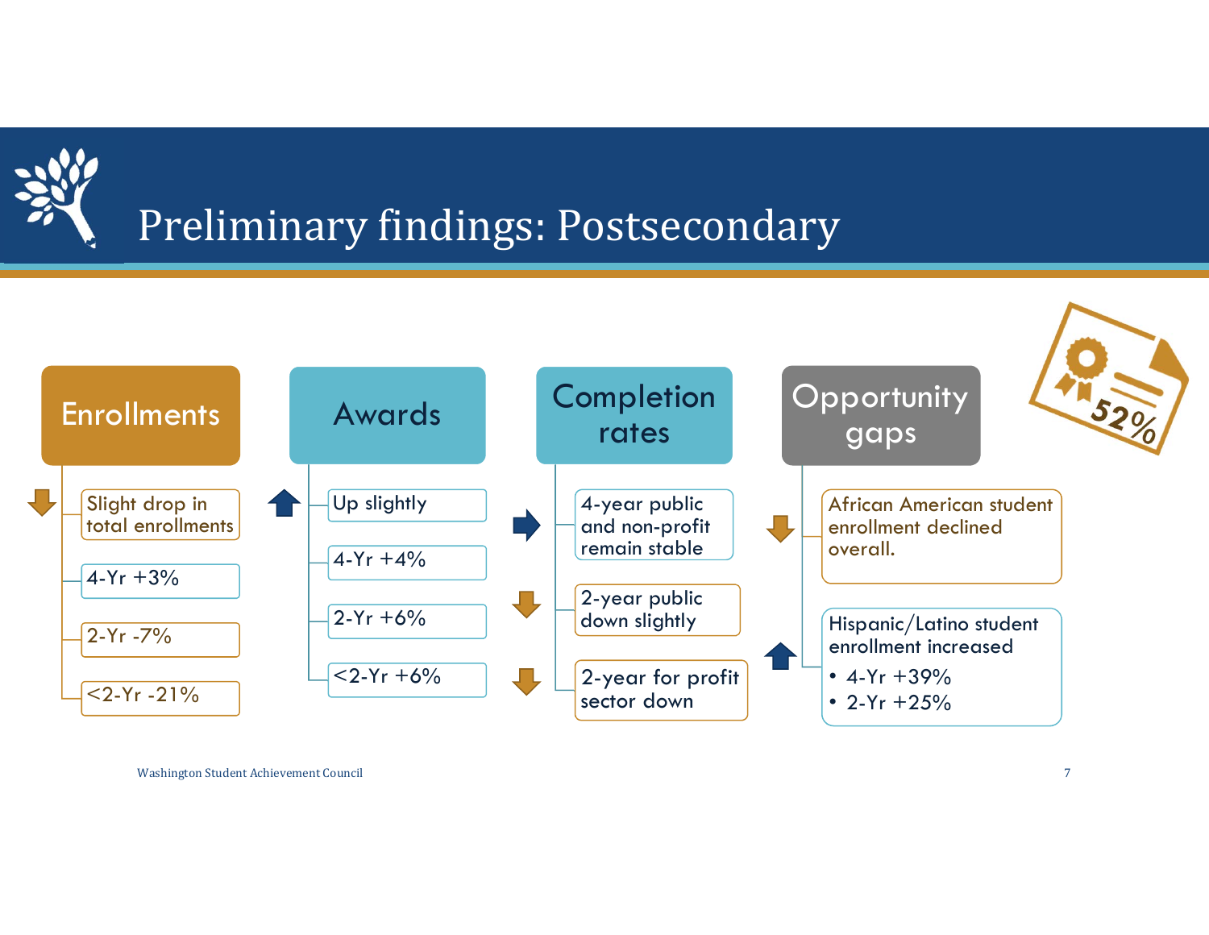# Preliminary findings: Postsecondary

## Enrollments

- ↓ Slight drop in total enrollments
- 4-Yr +3%
- 2-Yr -7%
- <2-Yr -21%

## Awards

- ↑ Up slightly
- 4-Yr +4%
- 2-Yr +6%
- <2-Yr +6%

## Completion rates

- → 4-year public and non-profit remain stable
- ↓ 2-year public down slightly
- ↓ 2-year for profit sector down

## Opportunity gaps

- ↓ African American student enrollment declined overall.
- ↑ Hispanic/Latino student enrollment increased
  - 4-Yr +39%
  - 2-Yr +25%

52%

Washington Student Achievement Council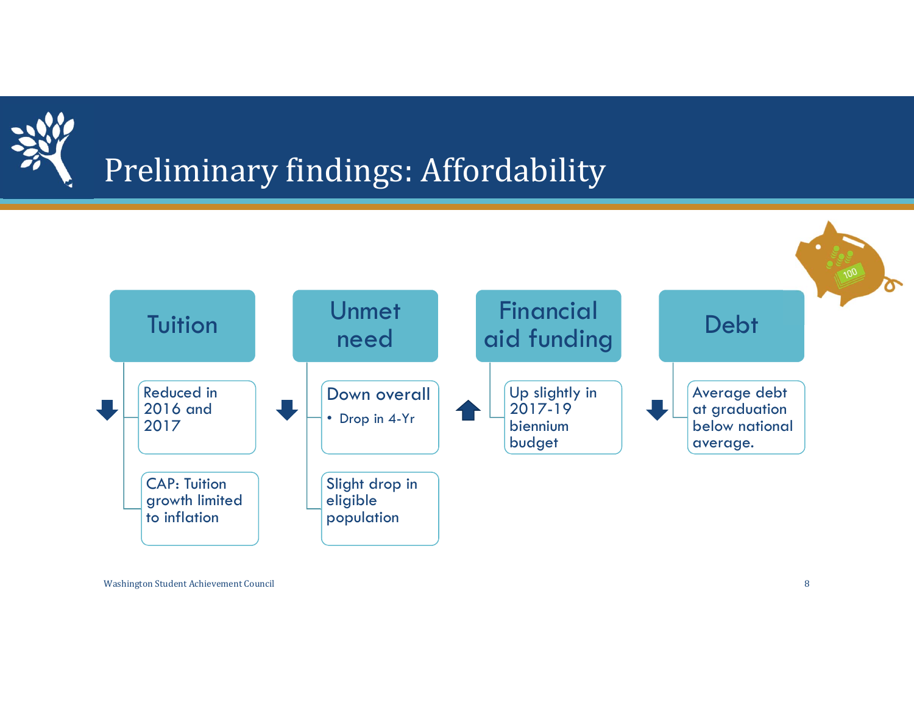# Preliminary findings: Affordability

## Tuition

- ↓ Reduced in 2016 and 2017
- CAP: Tuition growth limited to inflation

## Unmet need

- ↓ Down overall
  - Drop in 4-Yr
- Slight drop in eligible population

## Financial aid funding

- ↑ Up slightly in 2017-19 biennium budget

## Debt

- ↓ Average debt at graduation below national average.

Washington Student Achievement Council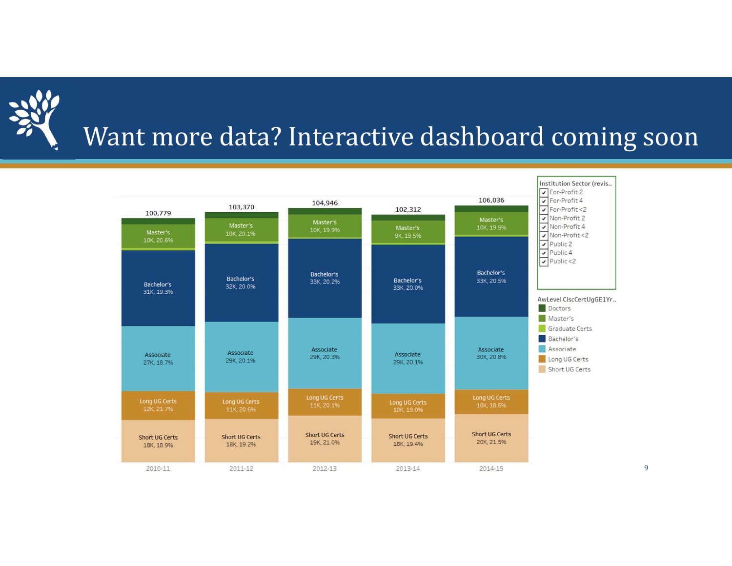# Want more data? Interactive dashboard coming soon

| | 2010-11 | 2011-12 | 2012-13 | 2013-14 | 2014-15 |
|---|---|---|---|---|---|
| Total | 100,779 | 103,370 | 104,946 | 102,312 | 106,036 |
| Master's | 10K, 20.6% | 10K, 20.1% | 10K, 19.9% | 9K, 19.5% | 10K, 19.9% |
| Bachelor's | 31K, 19.3% | 32K, 20.0% | 33K, 20.2% | 33K, 20.0% | 33K, 20.5% |
| Associate | 27K, 18.7% | 29K, 20.1% | 29K, 20.3% | 29K, 20.1% | 30K, 20.8% |
| Long UG Certs | 12K, 21.7% | 11K, 20.6% | 11K, 20.1% | 10K, 19.0% | 10K, 18.6% |
| Short UG Certs | 18K, 18.9% | 18K, 19.2% | 19K, 21.0% | 18K, 19.4% | 20K, 21.5% |

Institution Sector (revis..
- [x] For-Profit 2
- [x] For-Profit 4
- [x] For-Profit <2
- [x] Non-Profit 2
- [x] Non-Profit 4
- [x] Non-Profit <2
- [x] Public 2
- [x] Public 4
- [x] Public <2

AwLevel ClscCertUgGE1Yr..
- Doctors
- Master's
- Graduate Certs
- Bachelor's
- Associate
- Long UG Certs
- Short UG Certs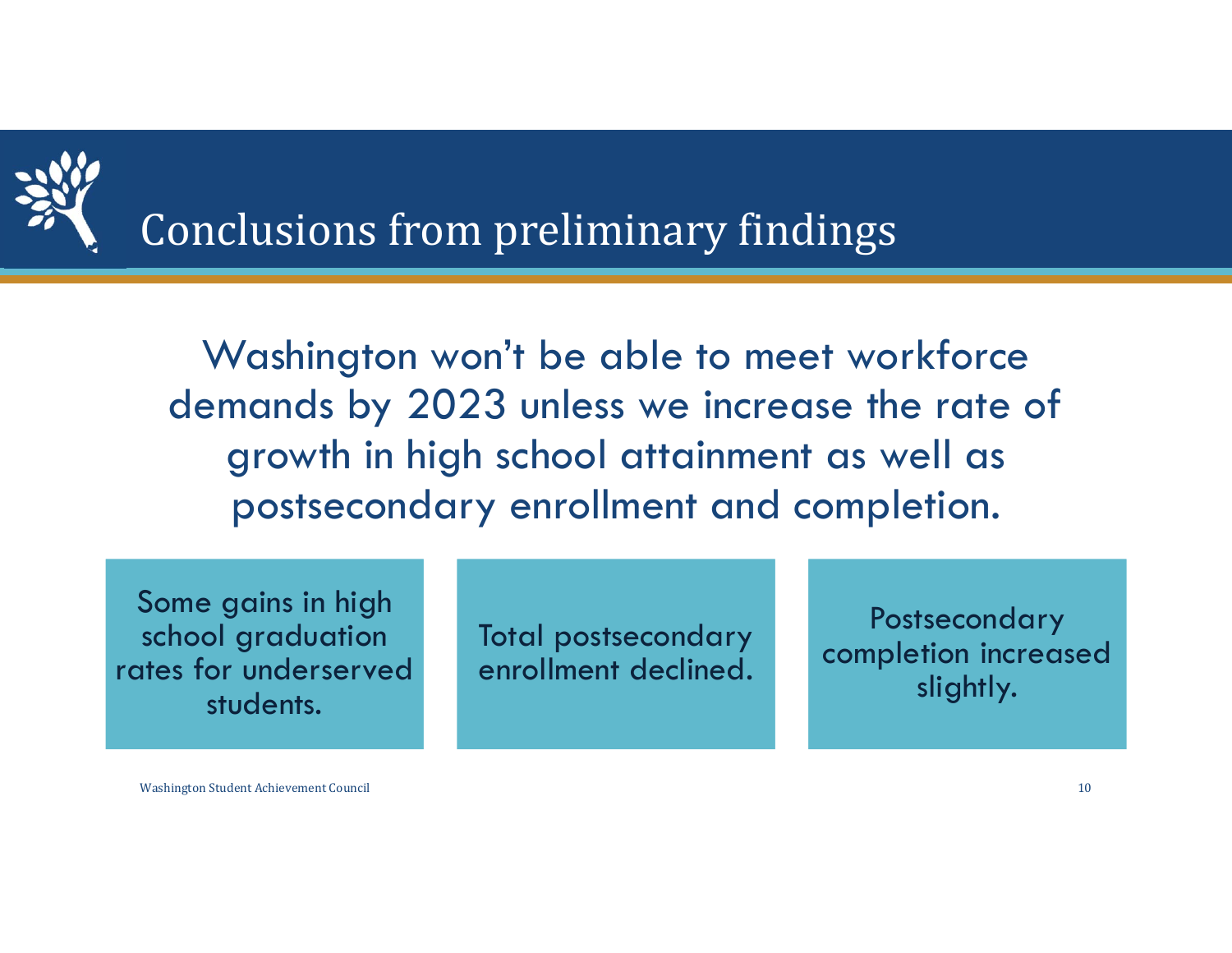# Conclusions from preliminary findings

Washington won't be able to meet workforce demands by 2023 unless we increase the rate of growth in high school attainment as well as postsecondary enrollment and completion.

- Some gains in high school graduation rates for underserved students.
- Total postsecondary enrollment declined.
- Postsecondary completion increased slightly.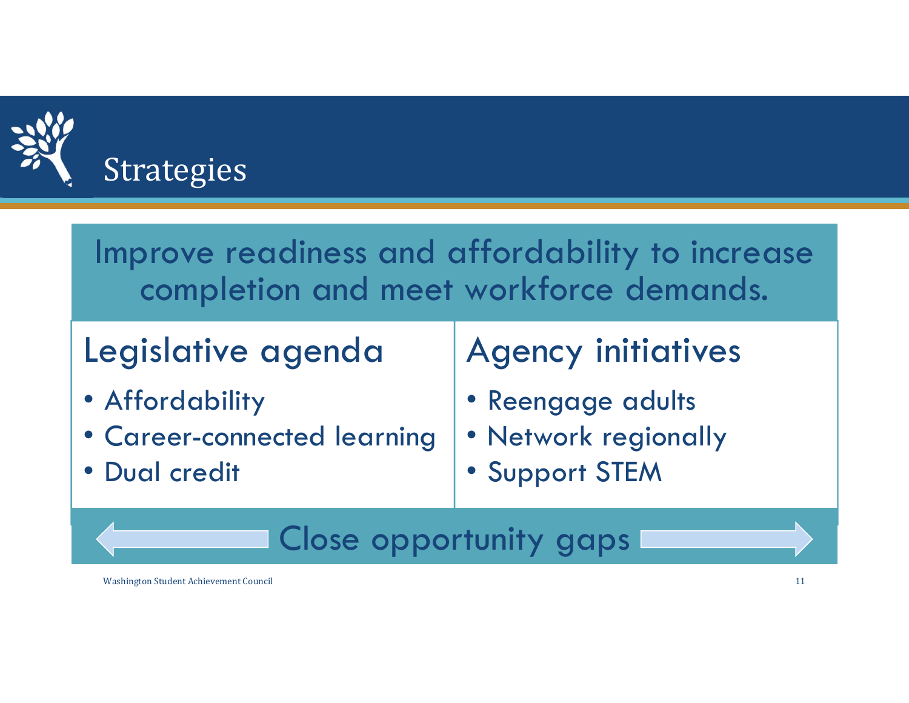# Strategies

Improve readiness and affordability to increase completion and meet workforce demands.

## Legislative agenda

- Affordability
- Career-connected learning
- Dual credit

## Agency initiatives

- Reengage adults
- Network regionally
- Support STEM

Close opportunity gaps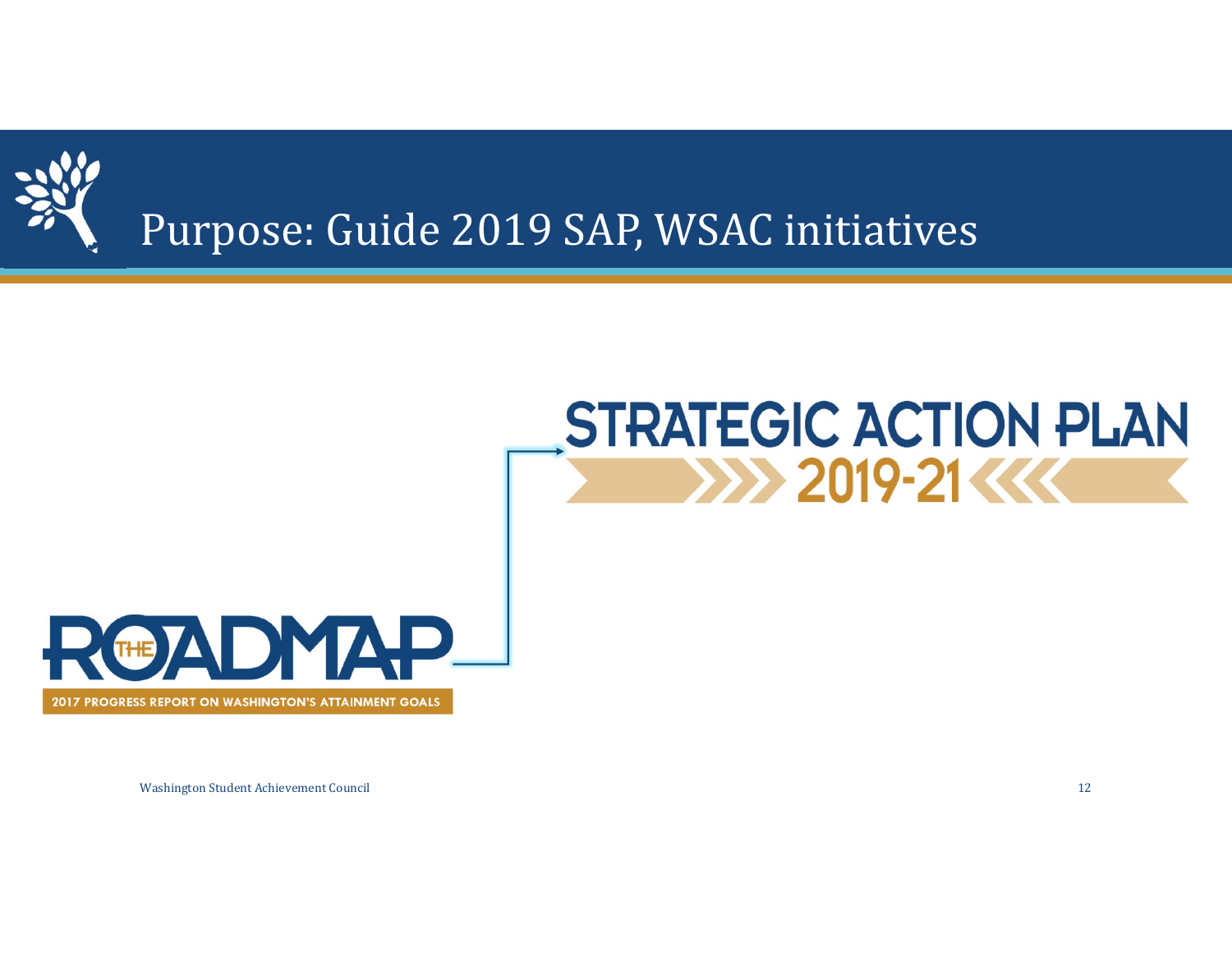# Purpose: Guide 2019 SAP, WSAC initiatives

STRATEGIC ACTION PLAN

2019-21

THE ROADMAP

2017 PROGRESS REPORT ON WASHINGTON'S ATTAINMENT GOALS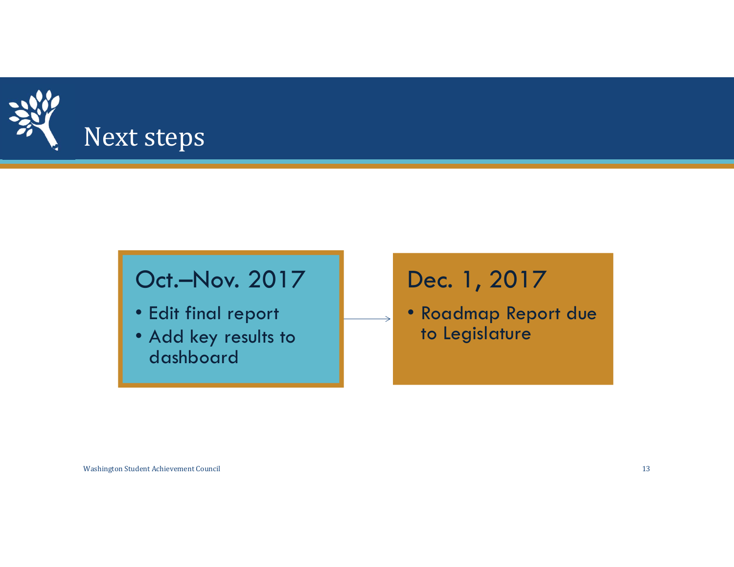# Next steps

## Oct.–Nov. 2017

- Edit final report
- Add key results to dashboard

→

## Dec. 1, 2017

- Roadmap Report due to Legislature